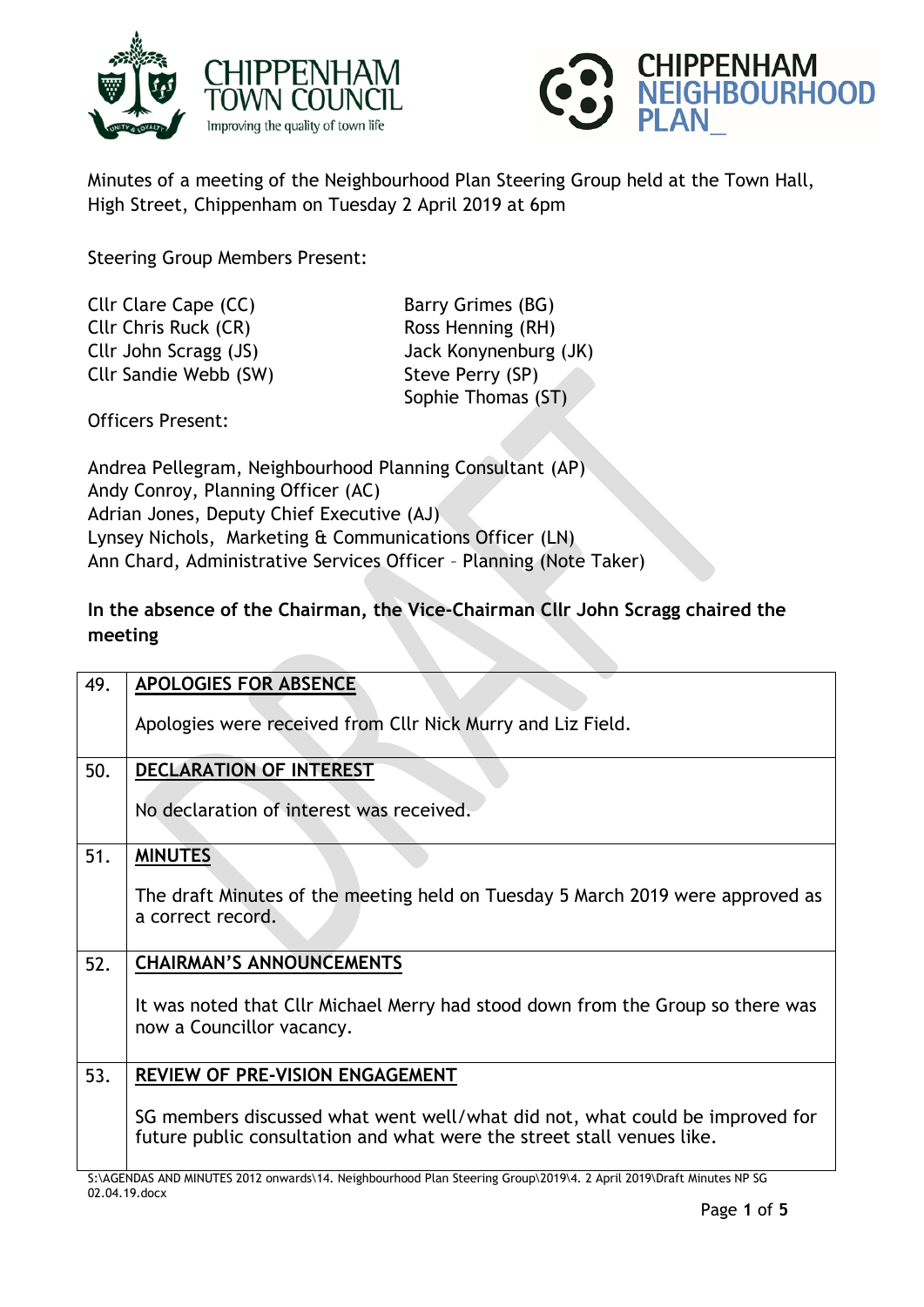Minutes of a meeting of the Neighbourhood Plan Steering Group held at the Town Hall, High Street, Chippenham on Tuesday 2 April 2019 at 6pm

Steering Group Members Present:

Cllr Clare Cape (CC)
Cllr Chris Ruck (CR)
Cllr John Scragg (JS)
Cllr Sandie Webb (SW)
Barry Grimes (BG)
Ross Henning (RH)
Jack Konynenburg (JK)
Steve Perry (SP)
Sophie Thomas (ST)

Officers Present:

Andrea Pellegram, Neighbourhood Planning Consultant (AP)
Andy Conroy, Planning Officer (AC)
Adrian Jones, Deputy Chief Executive (AJ)
Lynsey Nichols, Marketing & Communications Officer (LN)
Ann Chard, Administrative Services Officer – Planning (Note Taker)

**In the absence of the Chairman, the Vice-Chairman Cllr John Scragg chaired the meeting**

| | |
|---|---|
| 49. | **APOLOGIES FOR ABSENCE**<br><br>Apologies were received from Cllr Nick Murry and Liz Field. |
| 50. | **DECLARATION OF INTEREST**<br><br>No declaration of interest was received. |
| 51. | **MINUTES**<br><br>The draft Minutes of the meeting held on Tuesday 5 March 2019 were approved as a correct record. |
| 52. | **CHAIRMAN'S ANNOUNCEMENTS**<br><br>It was noted that Cllr Michael Merry had stood down from the Group so there was now a Councillor vacancy. |
| 53. | **REVIEW OF PRE-VISION ENGAGEMENT**<br><br>SG members discussed what went well/what did not, what could be improved for future public consultation and what were the street stall venues like. |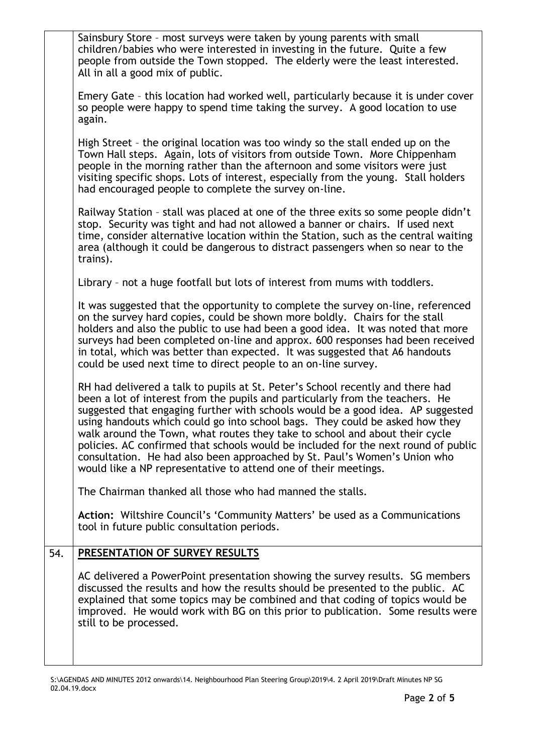Sainsbury Store – most surveys were taken by young parents with small children/babies who were interested in investing in the future. Quite a few people from outside the Town stopped. The elderly were the least interested. All in all a good mix of public.

Emery Gate – this location had worked well, particularly because it is under cover so people were happy to spend time taking the survey. A good location to use again.

High Street – the original location was too windy so the stall ended up on the Town Hall steps. Again, lots of visitors from outside Town. More Chippenham people in the morning rather than the afternoon and some visitors were just visiting specific shops. Lots of interest, especially from the young. Stall holders had encouraged people to complete the survey on-line.

Railway Station – stall was placed at one of the three exits so some people didn't stop. Security was tight and had not allowed a banner or chairs. If used next time, consider alternative location within the Station, such as the central waiting area (although it could be dangerous to distract passengers when so near to the trains).

Library – not a huge footfall but lots of interest from mums with toddlers.

It was suggested that the opportunity to complete the survey on-line, referenced on the survey hard copies, could be shown more boldly. Chairs for the stall holders and also the public to use had been a good idea. It was noted that more surveys had been completed on-line and approx. 600 responses had been received in total, which was better than expected. It was suggested that A6 handouts could be used next time to direct people to an on-line survey.

RH had delivered a talk to pupils at St. Peter's School recently and there had been a lot of interest from the pupils and particularly from the teachers. He suggested that engaging further with schools would be a good idea. AP suggested using handouts which could go into school bags. They could be asked how they walk around the Town, what routes they take to school and about their cycle policies. AC confirmed that schools would be included for the next round of public consultation. He had also been approached by St. Paul's Women's Union who would like a NP representative to attend one of their meetings.

The Chairman thanked all those who had manned the stalls.

**Action:** Wiltshire Council's 'Community Matters' be used as a Communications tool in future public consultation periods.

## 54. PRESENTATION OF SURVEY RESULTS

AC delivered a PowerPoint presentation showing the survey results. SG members discussed the results and how the results should be presented to the public. AC explained that some topics may be combined and that coding of topics would be improved. He would work with BG on this prior to publication. Some results were still to be processed.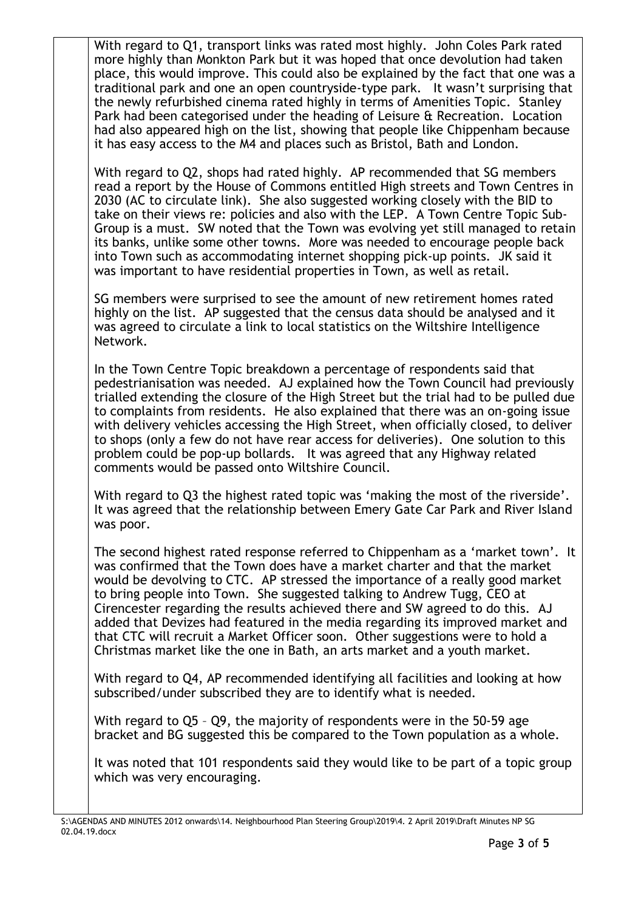With regard to Q1, transport links was rated most highly. John Coles Park rated more highly than Monkton Park but it was hoped that once devolution had taken place, this would improve. This could also be explained by the fact that one was a traditional park and one an open countryside-type park. It wasn't surprising that the newly refurbished cinema rated highly in terms of Amenities Topic. Stanley Park had been categorised under the heading of Leisure & Recreation. Location had also appeared high on the list, showing that people like Chippenham because it has easy access to the M4 and places such as Bristol, Bath and London.

With regard to Q2, shops had rated highly. AP recommended that SG members read a report by the House of Commons entitled High streets and Town Centres in 2030 (AC to circulate link). She also suggested working closely with the BID to take on their views re: policies and also with the LEP. A Town Centre Topic Sub-Group is a must. SW noted that the Town was evolving yet still managed to retain its banks, unlike some other towns. More was needed to encourage people back into Town such as accommodating internet shopping pick-up points. JK said it was important to have residential properties in Town, as well as retail.

SG members were surprised to see the amount of new retirement homes rated highly on the list. AP suggested that the census data should be analysed and it was agreed to circulate a link to local statistics on the Wiltshire Intelligence Network.

In the Town Centre Topic breakdown a percentage of respondents said that pedestrianisation was needed. AJ explained how the Town Council had previously trialled extending the closure of the High Street but the trial had to be pulled due to complaints from residents. He also explained that there was an on-going issue with delivery vehicles accessing the High Street, when officially closed, to deliver to shops (only a few do not have rear access for deliveries). One solution to this problem could be pop-up bollards. It was agreed that any Highway related comments would be passed onto Wiltshire Council.

With regard to Q3 the highest rated topic was 'making the most of the riverside'. It was agreed that the relationship between Emery Gate Car Park and River Island was poor.

The second highest rated response referred to Chippenham as a 'market town'. It was confirmed that the Town does have a market charter and that the market would be devolving to CTC. AP stressed the importance of a really good market to bring people into Town. She suggested talking to Andrew Tugg, CEO at Cirencester regarding the results achieved there and SW agreed to do this. AJ added that Devizes had featured in the media regarding its improved market and that CTC will recruit a Market Officer soon. Other suggestions were to hold a Christmas market like the one in Bath, an arts market and a youth market.

With regard to Q4, AP recommended identifying all facilities and looking at how subscribed/under subscribed they are to identify what is needed.

With regard to Q5 – Q9, the majority of respondents were in the 50-59 age bracket and BG suggested this be compared to the Town population as a whole.

It was noted that 101 respondents said they would like to be part of a topic group which was very encouraging.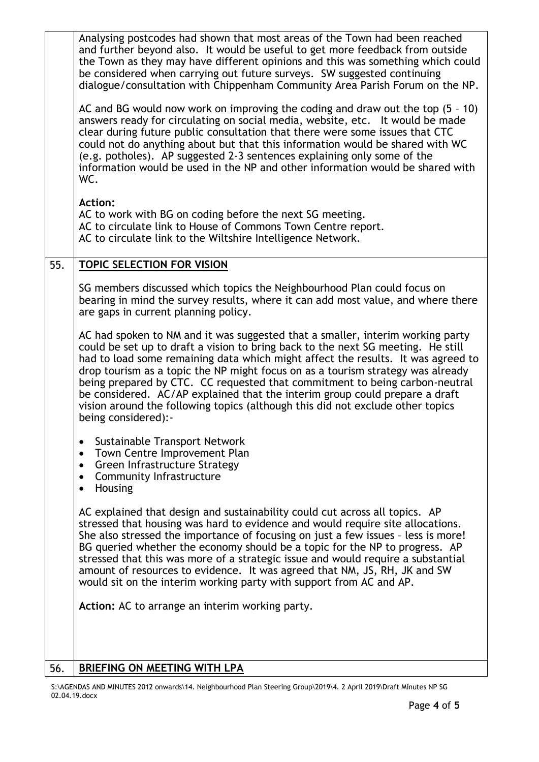Analysing postcodes had shown that most areas of the Town had been reached and further beyond also. It would be useful to get more feedback from outside the Town as they may have different opinions and this was something which could be considered when carrying out future surveys. SW suggested continuing dialogue/consultation with Chippenham Community Area Parish Forum on the NP.

AC and BG would now work on improving the coding and draw out the top (5 – 10) answers ready for circulating on social media, website, etc. It would be made clear during future public consultation that there were some issues that CTC could not do anything about but that this information would be shared with WC (e.g. potholes). AP suggested 2-3 sentences explaining only some of the information would be used in the NP and other information would be shared with WC.

**Action:**
AC to work with BG on coding before the next SG meeting.
AC to circulate link to House of Commons Town Centre report.
AC to circulate link to the Wiltshire Intelligence Network.

## 55. TOPIC SELECTION FOR VISION

SG members discussed which topics the Neighbourhood Plan could focus on bearing in mind the survey results, where it can add most value, and where there are gaps in current planning policy.

AC had spoken to NM and it was suggested that a smaller, interim working party could be set up to draft a vision to bring back to the next SG meeting. He still had to load some remaining data which might affect the results. It was agreed to drop tourism as a topic the NP might focus on as a tourism strategy was already being prepared by CTC. CC requested that commitment to being carbon-neutral be considered. AC/AP explained that the interim group could prepare a draft vision around the following topics (although this did not exclude other topics being considered):-

- Sustainable Transport Network
- Town Centre Improvement Plan
- Green Infrastructure Strategy
- Community Infrastructure
- Housing

AC explained that design and sustainability could cut across all topics. AP stressed that housing was hard to evidence and would require site allocations. She also stressed the importance of focusing on just a few issues – less is more! BG queried whether the economy should be a topic for the NP to progress. AP stressed that this was more of a strategic issue and would require a substantial amount of resources to evidence. It was agreed that NM, JS, RH, JK and SW would sit on the interim working party with support from AC and AP.

**Action:** AC to arrange an interim working party.

## 56. BRIEFING ON MEETING WITH LPA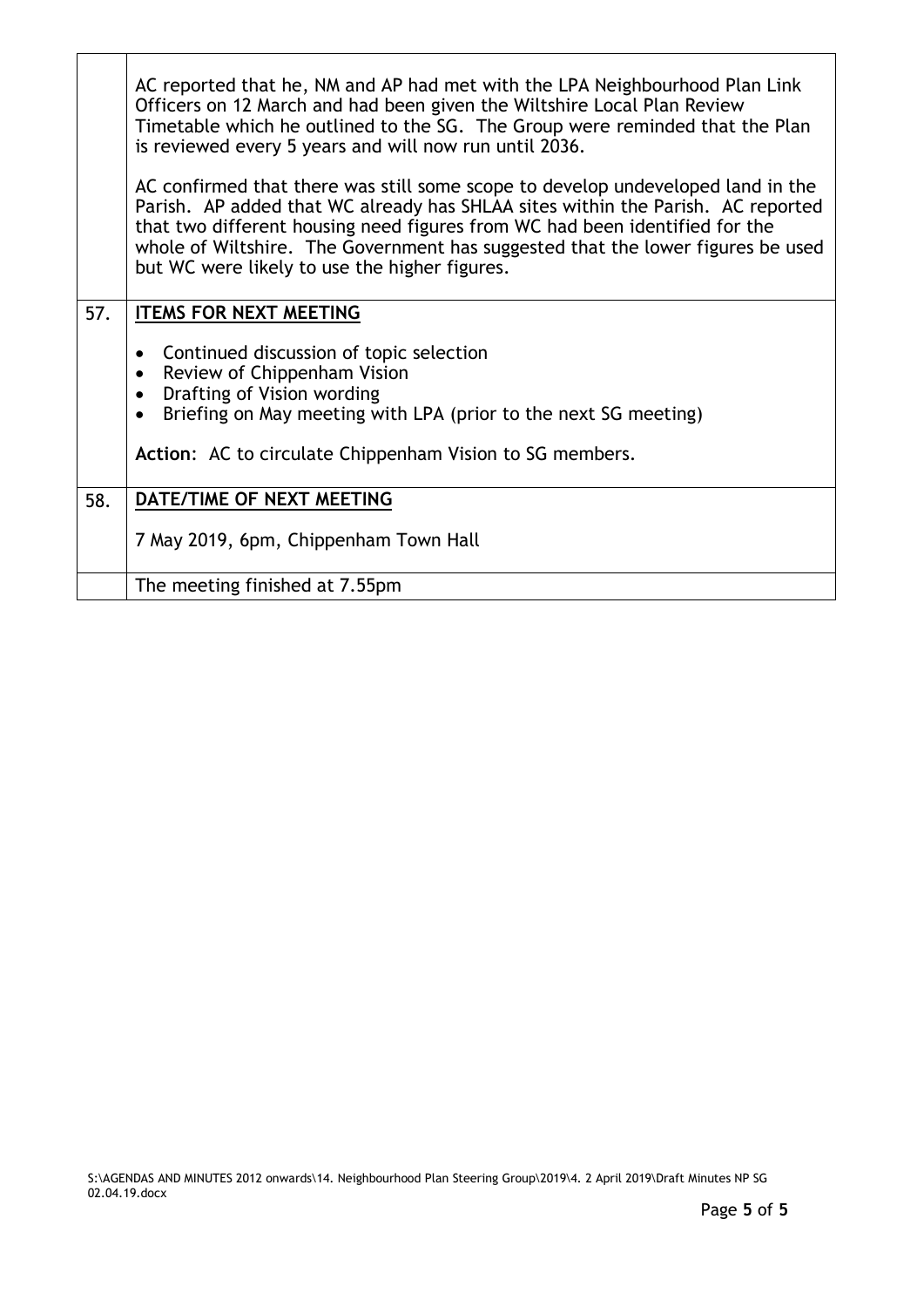| | |
|---|---|
| | AC reported that he, NM and AP had met with the LPA Neighbourhood Plan Link Officers on 12 March and had been given the Wiltshire Local Plan Review Timetable which he outlined to the SG. The Group were reminded that the Plan is reviewed every 5 years and will now run until 2036.<br><br>AC confirmed that there was still some scope to develop undeveloped land in the Parish. AP added that WC already has SHLAA sites within the Parish. AC reported that two different housing need figures from WC had been identified for the whole of Wiltshire. The Government has suggested that the lower figures be used but WC were likely to use the higher figures. |
| 57. | **ITEMS FOR NEXT MEETING**<br><br>• Continued discussion of topic selection<br>• Review of Chippenham Vision<br>• Drafting of Vision wording<br>• Briefing on May meeting with LPA (prior to the next SG meeting)<br><br>**Action**: AC to circulate Chippenham Vision to SG members. |
| 58. | **DATE/TIME OF NEXT MEETING**<br><br>7 May 2019, 6pm, Chippenham Town Hall |
| | The meeting finished at 7.55pm |

S:\AGENDAS AND MINUTES 2012 onwards\14. Neighbourhood Plan Steering Group\2019\4. 2 April 2019\Draft Minutes NP SG 02.04.19.docx